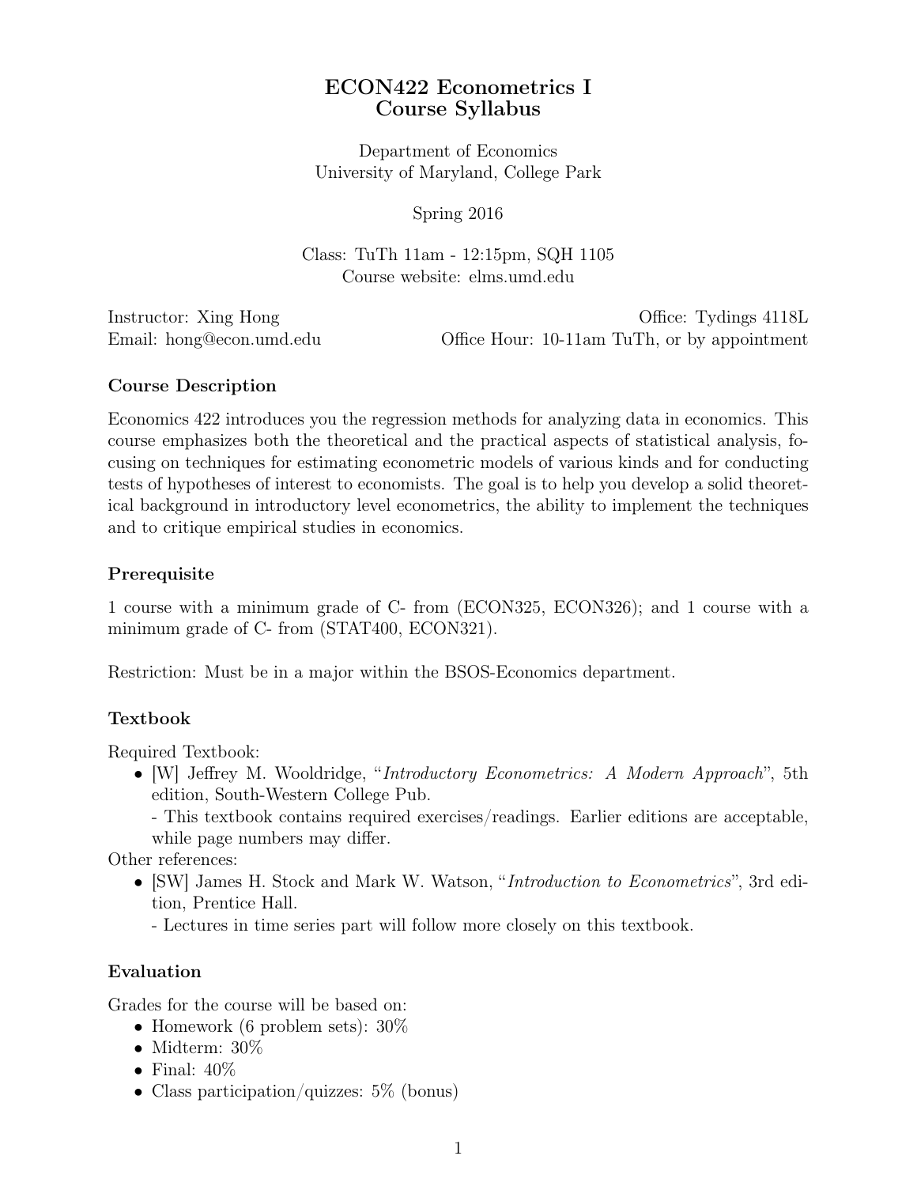# ECON422 Econometrics I
## Course Syllabus

Department of Economics
University of Maryland, College Park

Spring 2016

Class: TuTh 11am - 12:15pm, SQH 1105
Course website: elms.umd.edu

Instructor: Xing Hong
Office: Tydings 4118L
Email: hong@econ.umd.edu
Office Hour: 10-11am TuTh, or by appointment

### Course Description

Economics 422 introduces you the regression methods for analyzing data in economics. This course emphasizes both the theoretical and the practical aspects of statistical analysis, focusing on techniques for estimating econometric models of various kinds and for conducting tests of hypotheses of interest to economists. The goal is to help you develop a solid theoretical background in introductory level econometrics, the ability to implement the techniques and to critique empirical studies in economics.

### Prerequisite

1 course with a minimum grade of C- from (ECON325, ECON326); and 1 course with a minimum grade of C- from (STAT400, ECON321).

Restriction: Must be in a major within the BSOS-Economics department.

### Textbook

Required Textbook:

- [W] Jeffrey M. Wooldridge, "*Introductory Econometrics: A Modern Approach*", 5th edition, South-Western College Pub.
  - This textbook contains required exercises/readings. Earlier editions are acceptable, while page numbers may differ.

Other references:

- [SW] James H. Stock and Mark W. Watson, "*Introduction to Econometrics*", 3rd edition, Prentice Hall.
  - Lectures in time series part will follow more closely on this textbook.

### Evaluation

Grades for the course will be based on:

- Homework (6 problem sets): 30%
- Midterm: 30%
- Final: 40%
- Class participation/quizzes: 5% (bonus)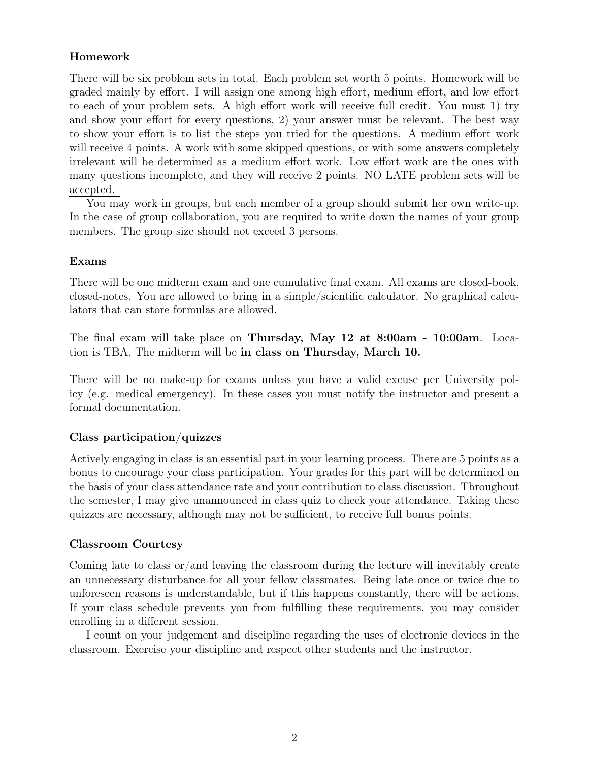### Homework

There will be six problem sets in total. Each problem set worth 5 points. Homework will be graded mainly by effort. I will assign one among high effort, medium effort, and low effort to each of your problem sets. A high effort work will receive full credit. You must 1) try and show your effort for every questions, 2) your answer must be relevant. The best way to show your effort is to list the steps you tried for the questions. A medium effort work will receive 4 points. A work with some skipped questions, or with some answers completely irrelevant will be determined as a medium effort work. Low effort work are the ones with many questions incomplete, and they will receive 2 points. <u>NO LATE problem sets will be accepted.</u>

You may work in groups, but each member of a group should submit her own write-up. In the case of group collaboration, you are required to write down the names of your group members. The group size should not exceed 3 persons.

### Exams

There will be one midterm exam and one cumulative final exam. All exams are closed-book, closed-notes. You are allowed to bring in a simple/scientific calculator. No graphical calculators that can store formulas are allowed.

The final exam will take place on **Thursday, May 12 at 8:00am - 10:00am**. Location is TBA. The midterm will be **in class on Thursday, March 10.**

There will be no make-up for exams unless you have a valid excuse per University policy (e.g. medical emergency). In these cases you must notify the instructor and present a formal documentation.

### Class participation/quizzes

Actively engaging in class is an essential part in your learning process. There are 5 points as a bonus to encourage your class participation. Your grades for this part will be determined on the basis of your class attendance rate and your contribution to class discussion. Throughout the semester, I may give unannounced in class quiz to check your attendance. Taking these quizzes are necessary, although may not be sufficient, to receive full bonus points.

### Classroom Courtesy

Coming late to class or/and leaving the classroom during the lecture will inevitably create an unnecessary disturbance for all your fellow classmates. Being late once or twice due to unforeseen reasons is understandable, but if this happens constantly, there will be actions. If your class schedule prevents you from fulfilling these requirements, you may consider enrolling in a different session.

I count on your judgement and discipline regarding the uses of electronic devices in the classroom. Exercise your discipline and respect other students and the instructor.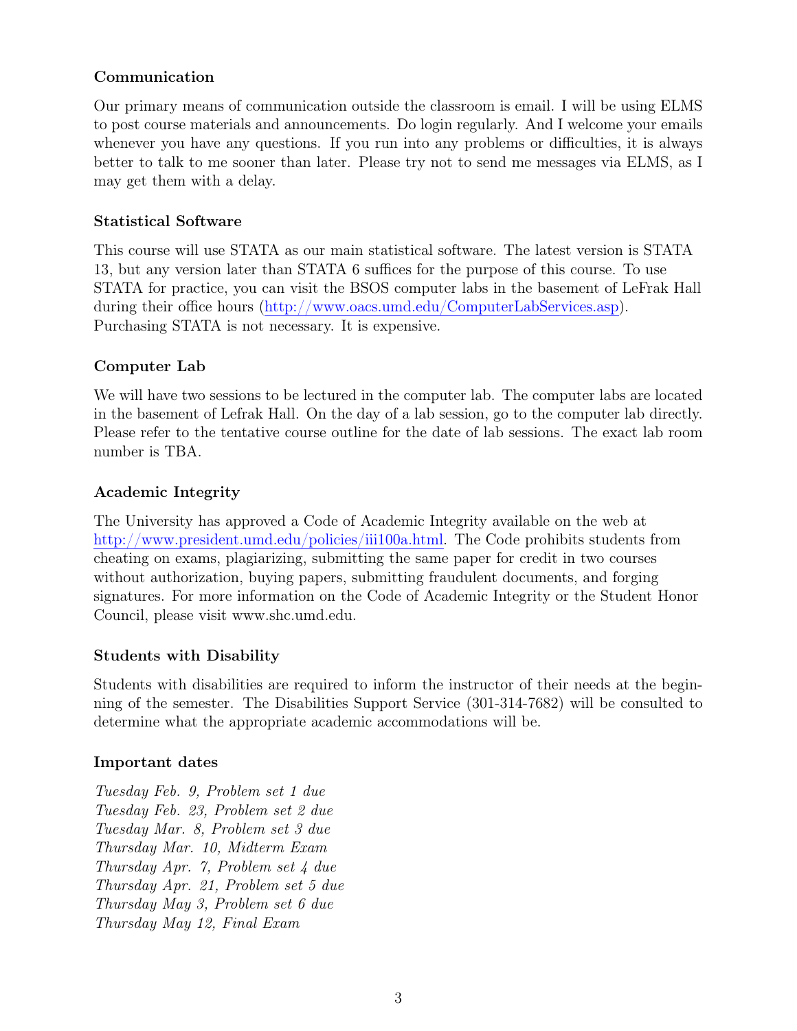### Communication

Our primary means of communication outside the classroom is email. I will be using ELMS to post course materials and announcements. Do login regularly. And I welcome your emails whenever you have any questions. If you run into any problems or difficulties, it is always better to talk to me sooner than later. Please try not to send me messages via ELMS, as I may get them with a delay.

### Statistical Software

This course will use STATA as our main statistical software. The latest version is STATA 13, but any version later than STATA 6 suffices for the purpose of this course. To use STATA for practice, you can visit the BSOS computer labs in the basement of LeFrak Hall during their office hours (http://www.oacs.umd.edu/ComputerLabServices.asp). Purchasing STATA is not necessary. It is expensive.

### Computer Lab

We will have two sessions to be lectured in the computer lab. The computer labs are located in the basement of Lefrak Hall. On the day of a lab session, go to the computer lab directly. Please refer to the tentative course outline for the date of lab sessions. The exact lab room number is TBA.

### Academic Integrity

The University has approved a Code of Academic Integrity available on the web at http://www.president.umd.edu/policies/iii100a.html. The Code prohibits students from cheating on exams, plagiarizing, submitting the same paper for credit in two courses without authorization, buying papers, submitting fraudulent documents, and forging signatures. For more information on the Code of Academic Integrity or the Student Honor Council, please visit www.shc.umd.edu.

### Students with Disability

Students with disabilities are required to inform the instructor of their needs at the beginning of the semester. The Disabilities Support Service (301-314-7682) will be consulted to determine what the appropriate academic accommodations will be.

### Important dates

*Tuesday Feb. 9, Problem set 1 due*
*Tuesday Feb. 23, Problem set 2 due*
*Tuesday Mar. 8, Problem set 3 due*
*Thursday Mar. 10, Midterm Exam*
*Thursday Apr. 7, Problem set 4 due*
*Thursday Apr. 21, Problem set 5 due*
*Thursday May 3, Problem set 6 due*
*Thursday May 12, Final Exam*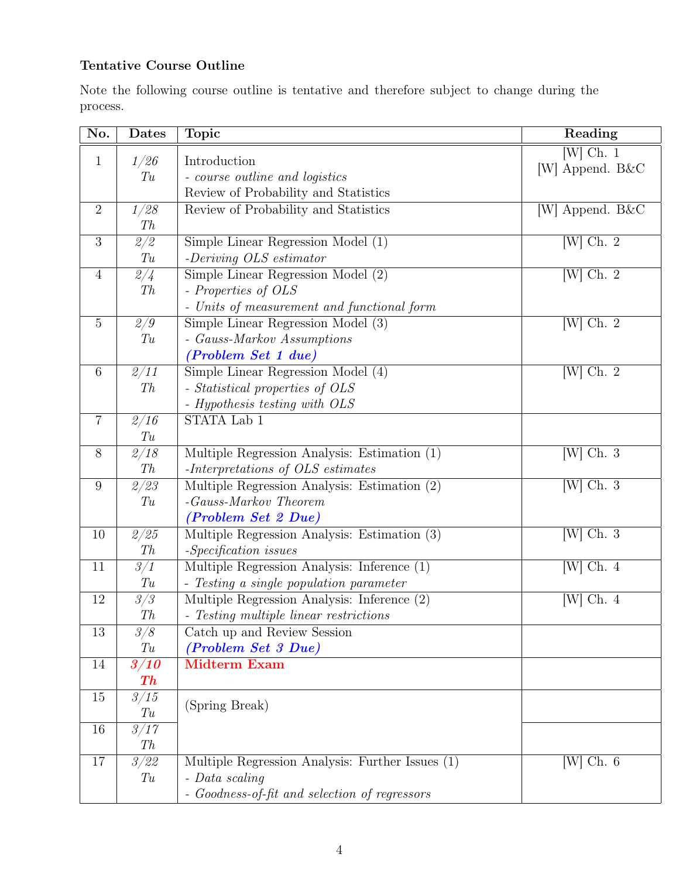**Tentative Course Outline**

Note the following course outline is tentative and therefore subject to change during the process.

| No. | Dates | Topic | Reading |
|---|---|---|---|
| 1 | *1/26* *Tu* | Introduction<br>*- course outline and logistics*<br>Review of Probability and Statistics | [W] Ch. 1<br>[W] Append. B&C |
| 2 | *1/28* *Th* | Review of Probability and Statistics | [W] Append. B&C |
| 3 | *2/2* *Tu* | Simple Linear Regression Model (1)<br>*-Deriving OLS estimator* | [W] Ch. 2 |
| 4 | *2/4* *Th* | Simple Linear Regression Model (2)<br>*- Properties of OLS*<br>*- Units of measurement and functional form* | [W] Ch. 2 |
| 5 | *2/9* *Tu* | Simple Linear Regression Model (3)<br>*- Gauss-Markov Assumptions*<br>***(Problem Set 1 due)*** | [W] Ch. 2 |
| 6 | *2/11* *Th* | Simple Linear Regression Model (4)<br>*- Statistical properties of OLS*<br>*- Hypothesis testing with OLS* | [W] Ch. 2 |
| 7 | *2/16* *Tu* | STATA Lab 1 | |
| 8 | *2/18* *Th* | Multiple Regression Analysis: Estimation (1)<br>*-Interpretations of OLS estimates* | [W] Ch. 3 |
| 9 | *2/23* *Tu* | Multiple Regression Analysis: Estimation (2)<br>*-Gauss-Markov Theorem*<br>***(Problem Set 2 Due)*** | [W] Ch. 3 |
| 10 | *2/25* *Th* | Multiple Regression Analysis: Estimation (3)<br>*-Specification issues* | [W] Ch. 3 |
| 11 | *3/1* *Tu* | Multiple Regression Analysis: Inference (1)<br>*- Testing a single population parameter* | [W] Ch. 4 |
| 12 | *3/3* *Th* | Multiple Regression Analysis: Inference (2)<br>*- Testing multiple linear restrictions* | [W] Ch. 4 |
| 13 | *3/8* *Tu* | Catch up and Review Session<br>***(Problem Set 3 Due)*** | |
| 14 | ***3/10*** ***Th*** | **Midterm Exam** | |
| 15 | *3/15* *Tu* | (Spring Break) | |
| 16 | *3/17* *Th* | | |
| 17 | *3/22* *Tu* | Multiple Regression Analysis: Further Issues (1)<br>*- Data scaling*<br>*- Goodness-of-fit and selection of regressors* | [W] Ch. 6 |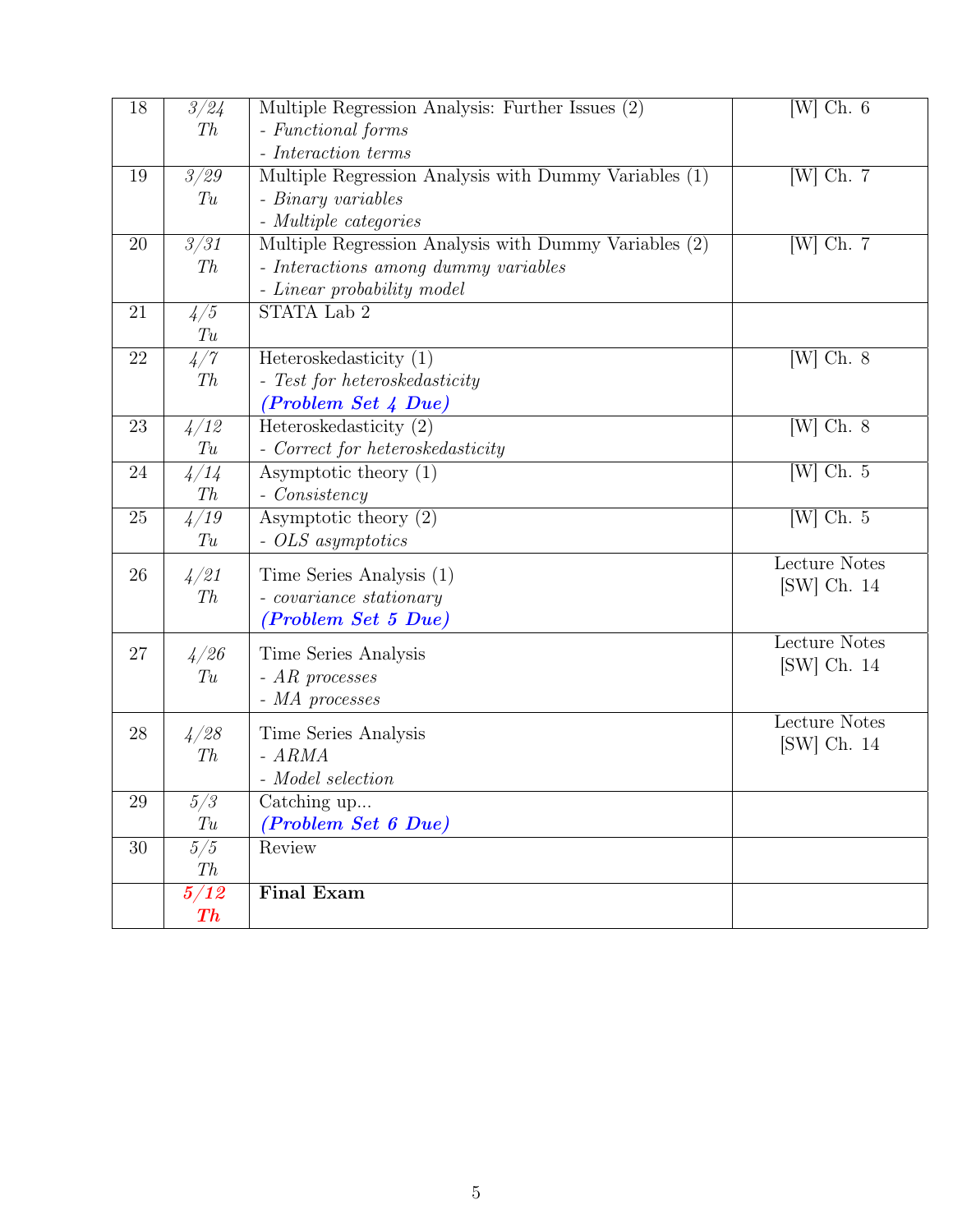| | | | |
|---|---|---|---|
| 18 | *3/24* *Th* | Multiple Regression Analysis: Further Issues (2)<br>- *Functional forms*<br>- *Interaction terms* | [W] Ch. 6 |
| 19 | *3/29* *Tu* | Multiple Regression Analysis with Dummy Variables (1)<br>- *Binary variables*<br>- *Multiple categories* | [W] Ch. 7 |
| 20 | *3/31* *Th* | Multiple Regression Analysis with Dummy Variables (2)<br>- *Interactions among dummy variables*<br>- *Linear probability model* | [W] Ch. 7 |
| 21 | *4/5* *Tu* | STATA Lab 2 | |
| 22 | *4/7* *Th* | Heteroskedasticity (1)<br>- *Test for heteroskedasticity*<br>***(Problem Set 4 Due)*** | [W] Ch. 8 |
| 23 | *4/12* *Tu* | Heteroskedasticity (2)<br>- *Correct for heteroskedasticity* | [W] Ch. 8 |
| 24 | *4/14* *Th* | Asymptotic theory (1)<br>- *Consistency* | [W] Ch. 5 |
| 25 | *4/19* *Tu* | Asymptotic theory (2)<br>- *OLS asymptotics* | [W] Ch. 5 |
| 26 | *4/21* *Th* | Time Series Analysis (1)<br>- *covariance stationary*<br>***(Problem Set 5 Due)*** | Lecture Notes<br>[SW] Ch. 14 |
| 27 | *4/26* *Tu* | Time Series Analysis<br>- *AR processes*<br>- *MA processes* | Lecture Notes<br>[SW] Ch. 14 |
| 28 | *4/28* *Th* | Time Series Analysis<br>- *ARMA*<br>- *Model selection* | Lecture Notes<br>[SW] Ch. 14 |
| 29 | *5/3* *Tu* | Catching up...<br>***(Problem Set 6 Due)*** | |
| 30 | *5/5* *Th* | Review | |
| | ***5/12*** ***Th*** | **Final Exam** | |